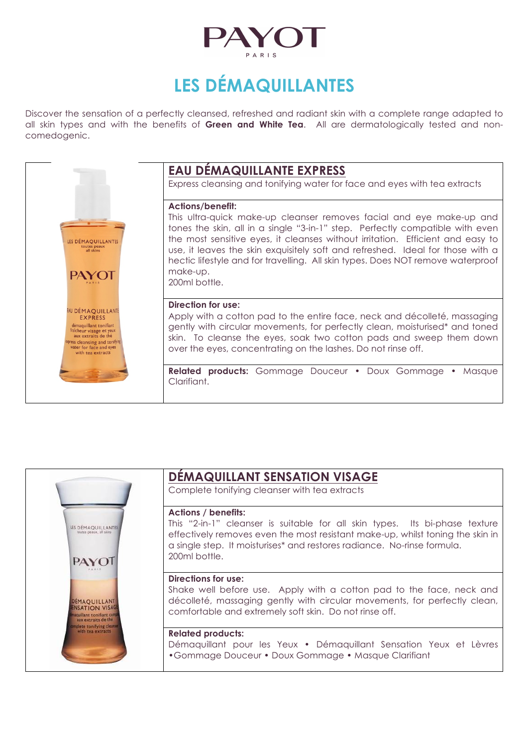# LES DÉMAQUILLANTES

Discover the sensation of a perfectly cleansed, refreshed and radiant skin with a complete range adapted to all skin types and with the benefits of **Green and White Tea**. All are dermatologically tested and non-comedogenic.

## EAU DÉMAQUILLANTE EXPRESS

Express cleansing and tonifying water for face and eyes with tea extracts

**Actions/benefit:**

This ultra-quick make-up cleanser removes facial and eye make-up and tones the skin, all in a single "3-in-1" step. Perfectly compatible with even the most sensitive eyes, it cleanses without irritation. Efficient and easy to use, it leaves the skin exquisitely soft and refreshed. Ideal for those with a hectic lifestyle and for travelling. All skin types. Does NOT remove waterproof make-up.
200ml bottle.

**Direction for use:**

Apply with a cotton pad to the entire face, neck and décolleté, massaging gently with circular movements, for perfectly clean, moisturised* and toned skin. To cleanse the eyes, soak two cotton pads and sweep them down over the eyes, concentrating on the lashes. Do not rinse off.

**Related products:** Gommage Douceur • Doux Gommage • Masque Clarifiant.

## DÉMAQUILLANT SENSATION VISAGE

Complete tonifying cleanser with tea extracts

**Actions / benefits:**

This "2-in-1" cleanser is suitable for all skin types. Its bi-phase texture effectively removes even the most resistant make-up, whilst toning the skin in a single step. It moisturises* and restores radiance. No-rinse formula.
200ml bottle.

**Directions for use:**

Shake well before use. Apply with a cotton pad to the face, neck and décolleté, massaging gently with circular movements, for perfectly clean, comfortable and extremely soft skin. Do not rinse off.

**Related products:**

Démaquillant pour les Yeux • Démaquillant Sensation Yeux et Lèvres •Gommage Douceur • Doux Gommage • Masque Clarifiant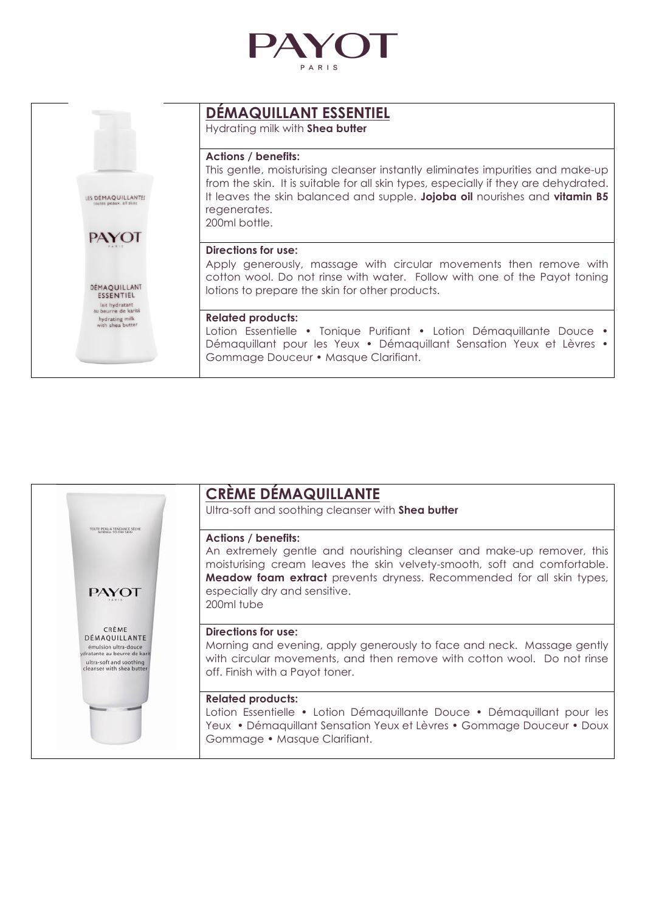# PAYOT

PARIS

## DÉMAQUILLANT ESSENTIEL

Hydrating milk with **Shea butter**

**Actions / benefits:**

This gentle, moisturising cleanser instantly eliminates impurities and make-up from the skin. It is suitable for all skin types, especially if they are dehydrated. It leaves the skin balanced and supple. **Jojoba oil** nourishes and **vitamin B5** regenerates.

200ml bottle.

**Directions for use:**

Apply generously, massage with circular movements then remove with cotton wool. Do not rinse with water. Follow with one of the Payot toning lotions to prepare the skin for other products.

**Related products:**

Lotion Essentielle • Tonique Purifiant • Lotion Démaquillante Douce • Démaquillant pour les Yeux • Démaquillant Sensation Yeux et Lèvres • Gommage Douceur • Masque Clarifiant.

## CRÈME DÉMAQUILLANTE

Ultra-soft and soothing cleanser with **Shea butter**

**Actions / benefits:**

An extremely gentle and nourishing cleanser and make-up remover, this moisturising cream leaves the skin velvety-smooth, soft and comfortable. **Meadow foam extract** prevents dryness. Recommended for all skin types, especially dry and sensitive.

200ml tube

**Directions for use:**

Morning and evening, apply generously to face and neck. Massage gently with circular movements, and then remove with cotton wool. Do not rinse off. Finish with a Payot toner.

**Related products:**

Lotion Essentielle • Lotion Démaquillante Douce • Démaquillant pour les Yeux • Démaquillant Sensation Yeux et Lèvres • Gommage Douceur • Doux Gommage • Masque Clarifiant.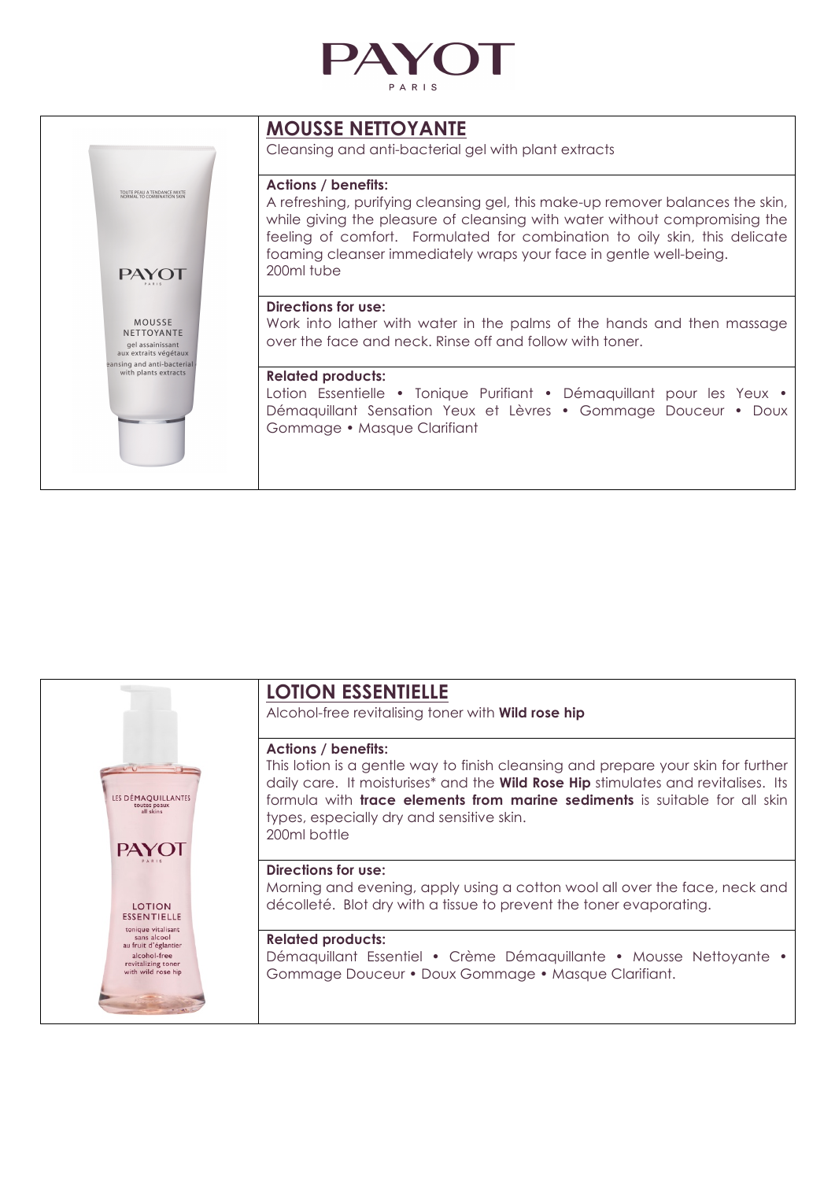# PAYOT

PARIS

## MOUSSE NETTOYANTE

Cleansing and anti-bacterial gel with plant extracts

**Actions / benefits:**
A refreshing, purifying cleansing gel, this make-up remover balances the skin, while giving the pleasure of cleansing with water without compromising the feeling of comfort. Formulated for combination to oily skin, this delicate foaming cleanser immediately wraps your face in gentle well-being.
200ml tube

**Directions for use:**
Work into lather with water in the palms of the hands and then massage over the face and neck. Rinse off and follow with toner.

**Related products:**
Lotion Essentielle • Tonique Purifiant • Démaquillant pour les Yeux • Démaquillant Sensation Yeux et Lèvres • Gommage Douceur • Doux Gommage • Masque Clarifiant

## LOTION ESSENTIELLE

Alcohol-free revitalising toner with **Wild rose hip**

**Actions / benefits:**
This lotion is a gentle way to finish cleansing and prepare your skin for further daily care. It moisturises* and the **Wild Rose Hip** stimulates and revitalises. Its formula with **trace elements from marine sediments** is suitable for all skin types, especially dry and sensitive skin.
200ml bottle

**Directions for use:**
Morning and evening, apply using a cotton wool all over the face, neck and décolleté. Blot dry with a tissue to prevent the toner evaporating.

**Related products:**
Démaquillant Essentiel • Crème Démaquillante • Mousse Nettoyante • Gommage Douceur • Doux Gommage • Masque Clarifiant.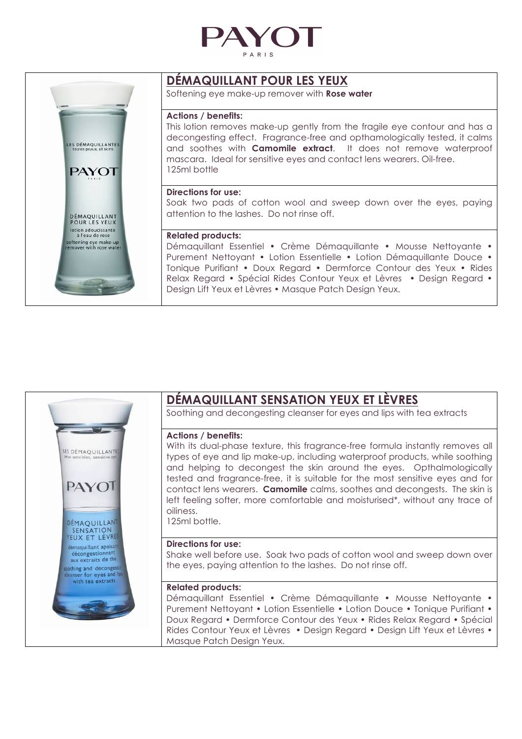# PAYOT

PARIS

## DÉMAQUILLANT POUR LES YEUX

Softening eye make-up remover with **Rose water**

**Actions / benefits:**

This lotion removes make-up gently from the fragile eye contour and has a decongesting effect. Fragrance-free and opthamologically tested, it calms and soothes with **Camomile extract**. It does not remove waterproof mascara. Ideal for sensitive eyes and contact lens wearers. Oil-free.
125ml bottle

**Directions for use:**

Soak two pads of cotton wool and sweep down over the eyes, paying attention to the lashes. Do not rinse off.

**Related products:**

Démaquillant Essentiel • Crème Démaquillante • Mousse Nettoyante • Purement Nettoyant • Lotion Essentielle • Lotion Démaquillante Douce • Tonique Purifiant • Doux Regard • Dermforce Contour des Yeux • Rides Relax Regard • Spécial Rides Contour Yeux et Lèvres • Design Regard • Design Lift Yeux et Lèvres • Masque Patch Design Yeux.

## DÉMAQUILLANT SENSATION YEUX ET LÈVRES

Soothing and decongesting cleanser for eyes and lips with tea extracts

**Actions / benefits:**

With its dual-phase texture, this fragrance-free formula instantly removes all types of eye and lip make-up, including waterproof products, while soothing and helping to decongest the skin around the eyes. Opthalmologically tested and fragrance-free, it is suitable for the most sensitive eyes and for contact lens wearers. **Camomile** calms, soothes and decongests. The skin is left feeling softer, more comfortable and moisturised*, without any trace of oiliness.
125ml bottle.

**Directions for use:**

Shake well before use. Soak two pads of cotton wool and sweep down over the eyes, paying attention to the lashes. Do not rinse off.

**Related products:**

Démaquillant Essentiel • Crème Démaquillante • Mousse Nettoyante • Purement Nettoyant • Lotion Essentielle • Lotion Douce • Tonique Purifiant • Doux Regard • Dermforce Contour des Yeux • Rides Relax Regard • Spécial Rides Contour Yeux et Lèvres • Design Regard • Design Lift Yeux et Lèvres • Masque Patch Design Yeux.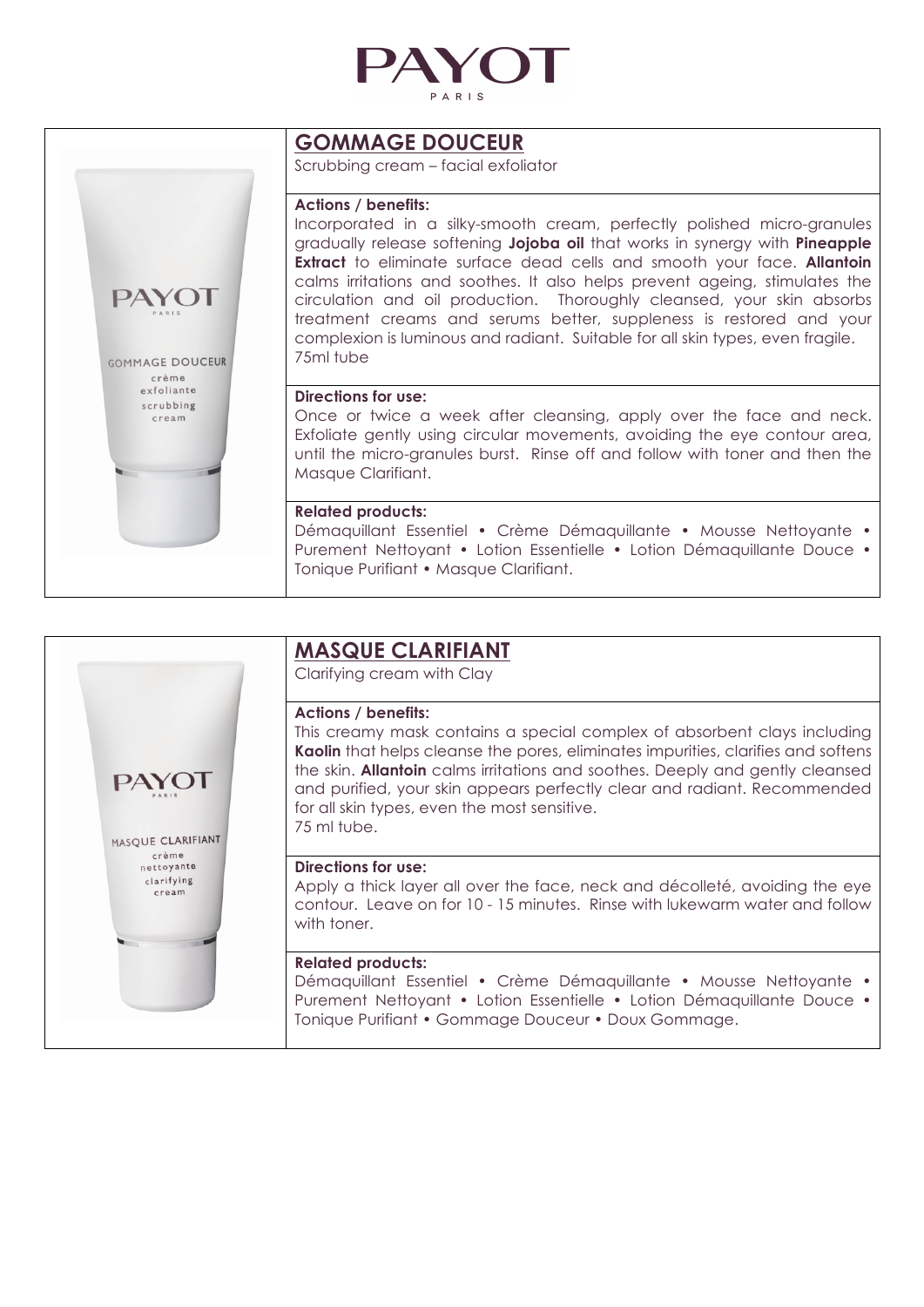# PAYOT

PARIS

## GOMMAGE DOUCEUR

Scrubbing cream – facial exfoliator

**Actions / benefits:**

Incorporated in a silky-smooth cream, perfectly polished micro-granules gradually release softening **Jojoba oil** that works in synergy with **Pineapple Extract** to eliminate surface dead cells and smooth your face. **Allantoin** calms irritations and soothes. It also helps prevent ageing, stimulates the circulation and oil production. Thoroughly cleansed, your skin absorbs treatment creams and serums better, suppleness is restored and your complexion is luminous and radiant. Suitable for all skin types, even fragile.
75ml tube

**Directions for use:**

Once or twice a week after cleansing, apply over the face and neck. Exfoliate gently using circular movements, avoiding the eye contour area, until the micro-granules burst. Rinse off and follow with toner and then the Masque Clarifiant.

**Related products:**

Démaquillant Essentiel • Crème Démaquillante • Mousse Nettoyante • Purement Nettoyant • Lotion Essentielle • Lotion Démaquillante Douce • Tonique Purifiant • Masque Clarifiant.

## MASQUE CLARIFIANT

Clarifying cream with Clay

**Actions / benefits:**

This creamy mask contains a special complex of absorbent clays including **Kaolin** that helps cleanse the pores, eliminates impurities, clarifies and softens the skin. **Allantoin** calms irritations and soothes. Deeply and gently cleansed and purified, your skin appears perfectly clear and radiant. Recommended for all skin types, even the most sensitive.
75 ml tube.

**Directions for use:**

Apply a thick layer all over the face, neck and décolleté, avoiding the eye contour. Leave on for 10 - 15 minutes. Rinse with lukewarm water and follow with toner.

**Related products:**

Démaquillant Essentiel • Crème Démaquillante • Mousse Nettoyante • Purement Nettoyant • Lotion Essentielle • Lotion Démaquillante Douce • Tonique Purifiant • Gommage Douceur • Doux Gommage.